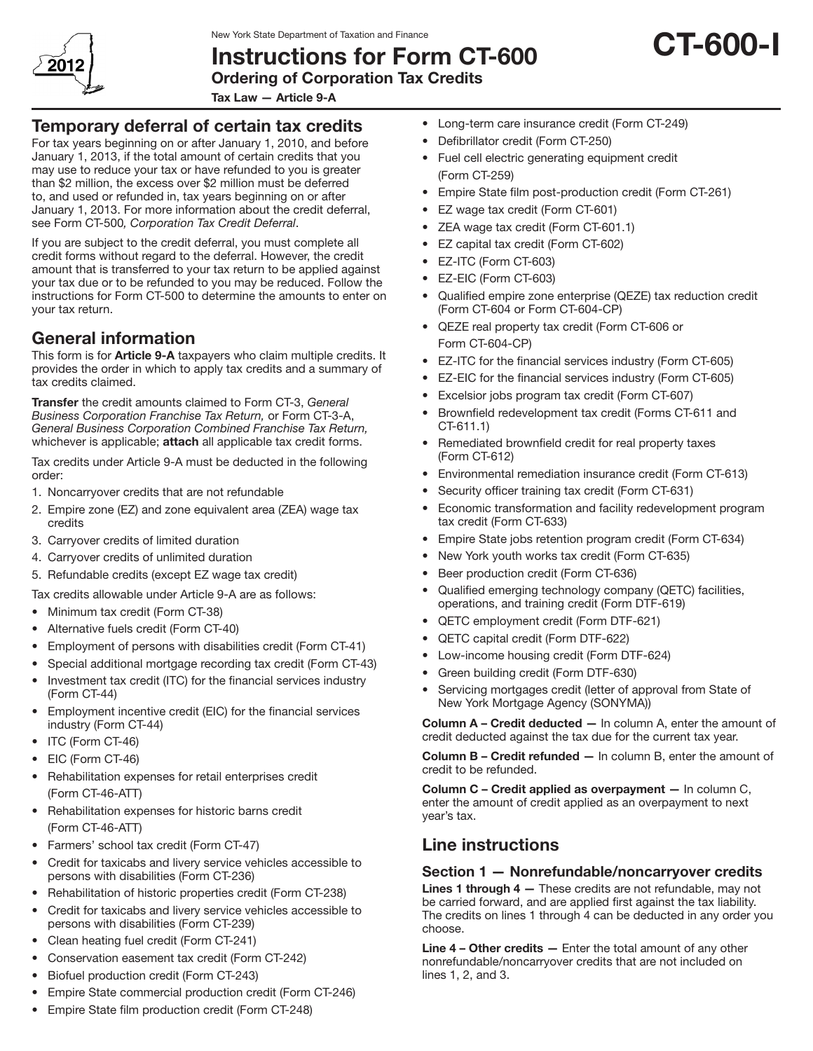New York State Department of Taxation and Finance

# Instructions for Form CT-600

## Ordering of Corporation Tax Credits

**Tax Law — Article 9-A**

**CT-600-I**

2012

## Temporary deferral of certain tax credits

For tax years beginning on or after January 1, 2010, and before January 1, 2013, if the total amount of certain credits that you may use to reduce your tax or have refunded to you is greater than $2 million, the excess over $2 million must be deferred to, and used or refunded in, tax years beginning on or after January 1, 2013. For more information about the credit deferral, see Form CT-500*, Corporation Tax Credit Deferral*.

If you are subject to the credit deferral, you must complete all credit forms without regard to the deferral. However, the credit amount that is transferred to your tax return to be applied against your tax due or to be refunded to you may be reduced. Follow the instructions for Form CT-500 to determine the amounts to enter on your tax return.

## General information

This form is for **Article 9-A** taxpayers who claim multiple credits. It provides the order in which to apply tax credits and a summary of tax credits claimed.

**Transfer** the credit amounts claimed to Form CT-3, *General Business Corporation Franchise Tax Return,* or Form CT-3-A, *General Business Corporation Combined Franchise Tax Return,* whichever is applicable; **attach** all applicable tax credit forms.

Tax credits under Article 9-A must be deducted in the following order:

1. Noncarryover credits that are not refundable
2. Empire zone (EZ) and zone equivalent area (ZEA) wage tax credits
3. Carryover credits of limited duration
4. Carryover credits of unlimited duration
5. Refundable credits (except EZ wage tax credit)

Tax credits allowable under Article 9-A are as follows:

- Minimum tax credit (Form CT-38)
- Alternative fuels credit (Form CT-40)
- Employment of persons with disabilities credit (Form CT-41)
- Special additional mortgage recording tax credit (Form CT-43)
- Investment tax credit (ITC) for the financial services industry (Form CT-44)
- Employment incentive credit (EIC) for the financial services industry (Form CT-44)
- ITC (Form CT-46)
- EIC (Form CT-46)
- Rehabilitation expenses for retail enterprises credit (Form CT-46-ATT)
- Rehabilitation expenses for historic barns credit (Form CT-46-ATT)
- Farmers' school tax credit (Form CT-47)
- Credit for taxicabs and livery service vehicles accessible to persons with disabilities (Form CT-236)
- Rehabilitation of historic properties credit (Form CT-238)
- Credit for taxicabs and livery service vehicles accessible to persons with disabilities (Form CT-239)
- Clean heating fuel credit (Form CT-241)
- Conservation easement tax credit (Form CT-242)
- Biofuel production credit (Form CT-243)
- Empire State commercial production credit (Form CT-246)
- Empire State film production credit (Form CT-248)
- Long-term care insurance credit (Form CT-249)
- Defibrillator credit (Form CT-250)
- Fuel cell electric generating equipment credit (Form CT-259)
- Empire State film post-production credit (Form CT-261)
- EZ wage tax credit (Form CT-601)
- ZEA wage tax credit (Form CT-601.1)
- EZ capital tax credit (Form CT-602)
- EZ-ITC (Form CT-603)
- EZ-EIC (Form CT-603)
- Qualified empire zone enterprise (QEZE) tax reduction credit (Form CT-604 or Form CT-604-CP)
- QEZE real property tax credit (Form CT-606 or Form CT-604-CP)
- EZ-ITC for the financial services industry (Form CT-605)
- EZ-EIC for the financial services industry (Form CT-605)
- Excelsior jobs program tax credit (Form CT-607)
- Brownfield redevelopment tax credit (Forms CT-611 and CT-611.1)
- Remediated brownfield credit for real property taxes (Form CT-612)
- Environmental remediation insurance credit (Form CT-613)
- Security officer training tax credit (Form CT-631)
- Economic transformation and facility redevelopment program tax credit (Form CT-633)
- Empire State jobs retention program credit (Form CT-634)
- New York youth works tax credit (Form CT-635)
- Beer production credit (Form CT-636)
- Qualified emerging technology company (QETC) facilities, operations, and training credit (Form DTF-619)
- QETC employment credit (Form DTF-621)
- QETC capital credit (Form DTF-622)
- Low-income housing credit (Form DTF-624)
- Green building credit (Form DTF-630)
- Servicing mortgages credit (letter of approval from State of New York Mortgage Agency (SONYMA))

**Column A – Credit deducted —** In column A, enter the amount of credit deducted against the tax due for the current tax year.

**Column B – Credit refunded —** In column B, enter the amount of credit to be refunded.

**Column C – Credit applied as overpayment —** In column C, enter the amount of credit applied as an overpayment to next year's tax.

## Line instructions

### Section 1 — Nonrefundable/noncarryover credits

**Lines 1 through 4 —** These credits are not refundable, may not be carried forward, and are applied first against the tax liability. The credits on lines 1 through 4 can be deducted in any order you choose.

**Line 4 – Other credits —** Enter the total amount of any other nonrefundable/noncarryover credits that are not included on lines 1, 2, and 3.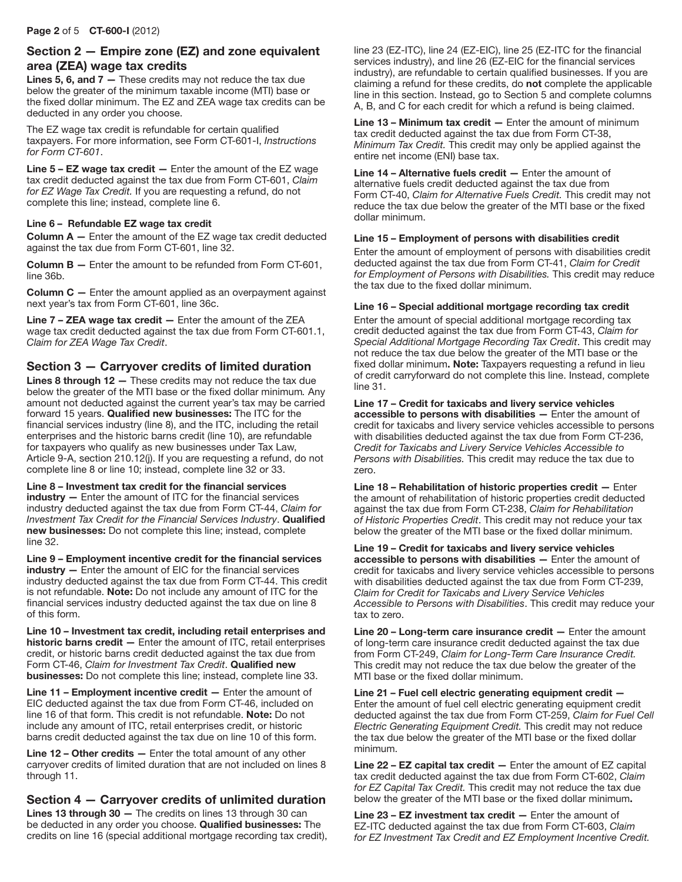## Section 2 — Empire zone (EZ) and zone equivalent area (ZEA) wage tax credits

**Lines 5, 6, and 7 —** These credits may not reduce the tax due below the greater of the minimum taxable income (MTI) base or the fixed dollar minimum. The EZ and ZEA wage tax credits can be deducted in any order you choose.

The EZ wage tax credit is refundable for certain qualified taxpayers. For more information, see Form CT-601-I, *Instructions for Form CT-601*.

**Line 5 – EZ wage tax credit —** Enter the amount of the EZ wage tax credit deducted against the tax due from Form CT-601, *Claim for EZ Wage Tax Credit.* If you are requesting a refund, do not complete this line; instead, complete line 6.

**Line 6 – Refundable EZ wage tax credit**

**Column A —** Enter the amount of the EZ wage tax credit deducted against the tax due from Form CT-601, line 32.

**Column B —** Enter the amount to be refunded from Form CT-601, line 36b.

**Column C —** Enter the amount applied as an overpayment against next year's tax from Form CT-601, line 36c.

**Line 7 – ZEA wage tax credit —** Enter the amount of the ZEA wage tax credit deducted against the tax due from Form CT-601.1, *Claim for ZEA Wage Tax Credit*.

## Section 3 — Carryover credits of limited duration

**Lines 8 through 12 —** These credits may not reduce the tax due below the greater of the MTI base or the fixed dollar minimum*.* Any amount not deducted against the current year's tax may be carried forward 15 years. **Qualified new businesses:** The ITC for the financial services industry (line 8), and the ITC, including the retail enterprises and the historic barns credit (line 10), are refundable for taxpayers who qualify as new businesses under Tax Law, Article 9-A, section 210.12(j). If you are requesting a refund, do not complete line 8 or line 10; instead, complete line 32 or 33.

**Line 8 – Investment tax credit for the financial services industry —** Enter the amount of ITC for the financial services industry deducted against the tax due from Form CT-44, *Claim for Investment Tax Credit for the Financial Services Industry*. **Qualified new businesses:** Do not complete this line; instead, complete line 32.

**Line 9 – Employment incentive credit for the financial services industry —** Enter the amount of EIC for the financial services industry deducted against the tax due from Form CT-44. This credit is not refundable. **Note:** Do not include any amount of ITC for the financial services industry deducted against the tax due on line 8 of this form.

**Line 10 – Investment tax credit, including retail enterprises and historic barns credit —** Enter the amount of ITC, retail enterprises credit, or historic barns credit deducted against the tax due from Form CT-46, *Claim for Investment Tax Credit*. **Qualified new businesses:** Do not complete this line; instead, complete line 33.

**Line 11 – Employment incentive credit —** Enter the amount of EIC deducted against the tax due from Form CT-46, included on line 16 of that form. This credit is not refundable. **Note:** Do not include any amount of ITC, retail enterprises credit, or historic barns credit deducted against the tax due on line 10 of this form.

**Line 12 – Other credits —** Enter the total amount of any other carryover credits of limited duration that are not included on lines 8 through 11.

## Section 4 — Carryover credits of unlimited duration

**Lines 13 through 30 —** The credits on lines 13 through 30 can be deducted in any order you choose. **Qualified businesses:** The credits on line 16 (special additional mortgage recording tax credit), line 23 (EZ-ITC), line 24 (EZ-EIC), line 25 (EZ-ITC for the financial services industry), and line 26 (EZ-EIC for the financial services industry), are refundable to certain qualified businesses. If you are claiming a refund for these credits, do **not** complete the applicable line in this section. Instead, go to Section 5 and complete columns A, B, and C for each credit for which a refund is being claimed.

**Line 13 – Minimum tax credit —** Enter the amount of minimum tax credit deducted against the tax due from Form CT-38, *Minimum Tax Credit.* This credit may only be applied against the entire net income (ENI) base tax.

**Line 14 – Alternative fuels credit —** Enter the amount of alternative fuels credit deducted against the tax due from Form CT-40, *Claim for Alternative Fuels Credit.* This credit may not reduce the tax due below the greater of the MTI base or the fixed dollar minimum.

**Line 15 – Employment of persons with disabilities credit**

Enter the amount of employment of persons with disabilities credit deducted against the tax due from Form CT-41, *Claim for Credit for Employment of Persons with Disabilities.* This credit may reduce the tax due to the fixed dollar minimum.

**Line 16 – Special additional mortgage recording tax credit**

Enter the amount of special additional mortgage recording tax credit deducted against the tax due from Form CT-43, *Claim for Special Additional Mortgage Recording Tax Credit*. This credit may not reduce the tax due below the greater of the MTI base or the fixed dollar minimum**. Note:** Taxpayers requesting a refund in lieu of credit carryforward do not complete this line. Instead, complete line 31.

**Line 17 – Credit for taxicabs and livery service vehicles accessible to persons with disabilities —** Enter the amount of credit for taxicabs and livery service vehicles accessible to persons with disabilities deducted against the tax due from Form CT-236, *Credit for Taxicabs and Livery Service Vehicles Accessible to Persons with Disabilities.* This credit may reduce the tax due to zero.

**Line 18 – Rehabilitation of historic properties credit —** Enter the amount of rehabilitation of historic properties credit deducted against the tax due from Form CT-238, *Claim for Rehabilitation of Historic Properties Credit*. This credit may not reduce your tax below the greater of the MTI base or the fixed dollar minimum.

**Line 19 – Credit for taxicabs and livery service vehicles accessible to persons with disabilities —** Enter the amount of credit for taxicabs and livery service vehicles accessible to persons with disabilities deducted against the tax due from Form CT-239, *Claim for Credit for Taxicabs and Livery Service Vehicles Accessible to Persons with Disabilities*. This credit may reduce your tax to zero.

**Line 20 – Long-term care insurance credit —** Enter the amount of long-term care insurance credit deducted against the tax due from Form CT-249, *Claim for Long-Term Care Insurance Credit.* This credit may not reduce the tax due below the greater of the MTI base or the fixed dollar minimum.

**Line 21 – Fuel cell electric generating equipment credit —** Enter the amount of fuel cell electric generating equipment credit deducted against the tax due from Form CT-259, *Claim for Fuel Cell Electric Generating Equipment Credit.* This credit may not reduce the tax due below the greater of the MTI base or the fixed dollar minimum.

**Line 22 – EZ capital tax credit —** Enter the amount of EZ capital tax credit deducted against the tax due from Form CT-602, *Claim for EZ Capital Tax Credit.* This credit may not reduce the tax due below the greater of the MTI base or the fixed dollar minimum**.**

**Line 23 – EZ investment tax credit —** Enter the amount of EZ-ITC deducted against the tax due from Form CT-603, *Claim for EZ Investment Tax Credit and EZ Employment Incentive Credit.*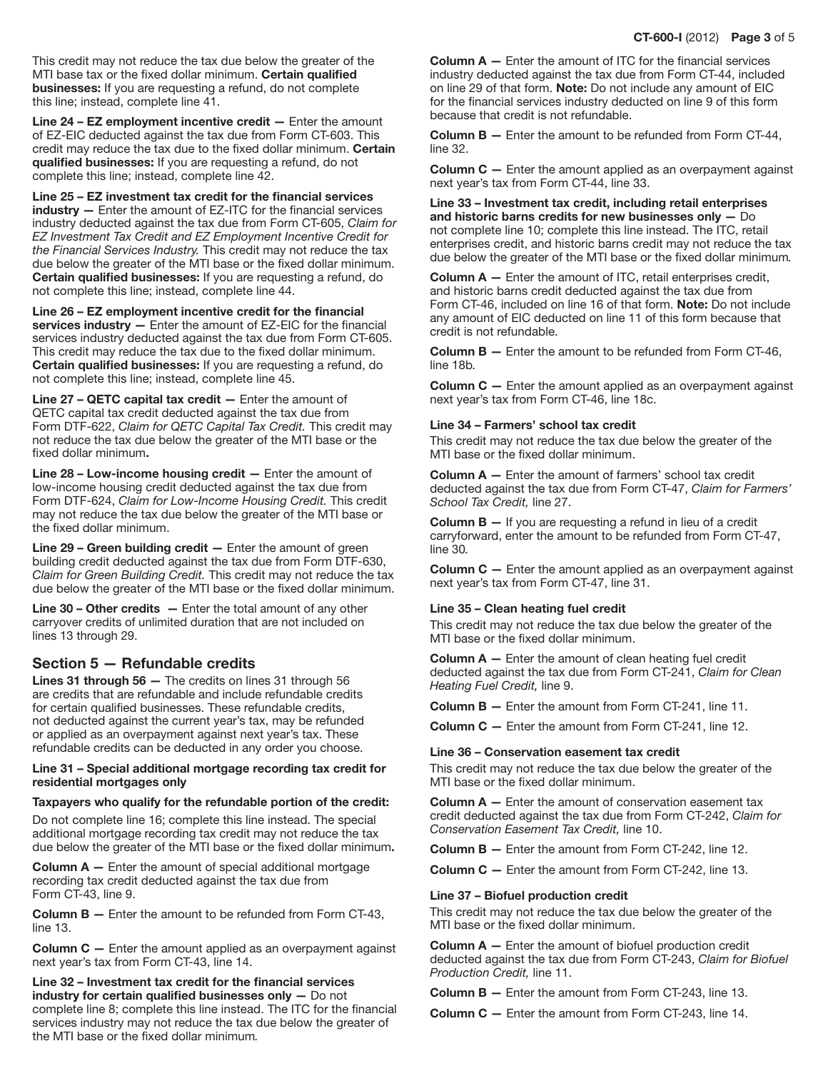This credit may not reduce the tax due below the greater of the MTI base tax or the fixed dollar minimum. **Certain qualified businesses:** If you are requesting a refund, do not complete this line; instead, complete line 41.

**Line 24 – EZ employment incentive credit —** Enter the amount of EZ-EIC deducted against the tax due from Form CT-603. This credit may reduce the tax due to the fixed dollar minimum. **Certain qualified businesses:** If you are requesting a refund, do not complete this line; instead, complete line 42.

**Line 25 – EZ investment tax credit for the financial services industry —** Enter the amount of EZ-ITC for the financial services industry deducted against the tax due from Form CT-605, *Claim for EZ Investment Tax Credit and EZ Employment Incentive Credit for the Financial Services Industry.* This credit may not reduce the tax due below the greater of the MTI base or the fixed dollar minimum. **Certain qualified businesses:** If you are requesting a refund, do not complete this line; instead, complete line 44.

**Line 26 – EZ employment incentive credit for the financial services industry —** Enter the amount of EZ-EIC for the financial services industry deducted against the tax due from Form CT-605. This credit may reduce the tax due to the fixed dollar minimum. **Certain qualified businesses:** If you are requesting a refund, do not complete this line; instead, complete line 45.

**Line 27 – QETC capital tax credit —** Enter the amount of QETC capital tax credit deducted against the tax due from Form DTF-622, *Claim for QETC Capital Tax Credit.* This credit may not reduce the tax due below the greater of the MTI base or the fixed dollar minimum**.**

**Line 28 – Low-income housing credit —** Enter the amount of low-income housing credit deducted against the tax due from Form DTF-624, *Claim for Low-Income Housing Credit.* This credit may not reduce the tax due below the greater of the MTI base or the fixed dollar minimum.

**Line 29 – Green building credit —** Enter the amount of green building credit deducted against the tax due from Form DTF-630, *Claim for Green Building Credit.* This credit may not reduce the tax due below the greater of the MTI base or the fixed dollar minimum.

**Line 30 – Other credits —** Enter the total amount of any other carryover credits of unlimited duration that are not included on lines 13 through 29.

## Section 5 — Refundable credits

**Lines 31 through 56 —** The credits on lines 31 through 56 are credits that are refundable and include refundable credits for certain qualified businesses. These refundable credits, not deducted against the current year's tax, may be refunded or applied as an overpayment against next year's tax. These refundable credits can be deducted in any order you choose.

**Line 31 – Special additional mortgage recording tax credit for residential mortgages only**

**Taxpayers who qualify for the refundable portion of the credit:**

Do not complete line 16; complete this line instead. The special additional mortgage recording tax credit may not reduce the tax due below the greater of the MTI base or the fixed dollar minimum**.**

**Column A —** Enter the amount of special additional mortgage recording tax credit deducted against the tax due from Form CT-43, line 9.

**Column B —** Enter the amount to be refunded from Form CT-43, line 13.

**Column C —** Enter the amount applied as an overpayment against next year's tax from Form CT-43, line 14.

**Line 32 – Investment tax credit for the financial services industry for certain qualified businesses only —** Do not complete line 8; complete this line instead. The ITC for the financial services industry may not reduce the tax due below the greater of the MTI base or the fixed dollar minimum*.*

**Column A —** Enter the amount of ITC for the financial services industry deducted against the tax due from Form CT-44, included on line 29 of that form. **Note:** Do not include any amount of EIC for the financial services industry deducted on line 9 of this form because that credit is not refundable.

**Column B —** Enter the amount to be refunded from Form CT-44, line 32.

**Column C —** Enter the amount applied as an overpayment against next year's tax from Form CT-44, line 33.

**Line 33 – Investment tax credit, including retail enterprises and historic barns credits for new businesses only —** Do not complete line 10; complete this line instead. The ITC, retail enterprises credit, and historic barns credit may not reduce the tax due below the greater of the MTI base or the fixed dollar minimum*.*

**Column A —** Enter the amount of ITC, retail enterprises credit, and historic barns credit deducted against the tax due from Form CT-46, included on line 16 of that form. **Note:** Do not include any amount of EIC deducted on line 11 of this form because that credit is not refundable.

**Column B —** Enter the amount to be refunded from Form CT-46, line 18b.

**Column C —** Enter the amount applied as an overpayment against next year's tax from Form CT-46, line 18c.

**Line 34 – Farmers' school tax credit**

This credit may not reduce the tax due below the greater of the MTI base or the fixed dollar minimum.

**Column A —** Enter the amount of farmers' school tax credit deducted against the tax due from Form CT-47, *Claim for Farmers' School Tax Credit,* line 27.

**Column B —** If you are requesting a refund in lieu of a credit carryforward, enter the amount to be refunded from Form CT-47, line 30*.*

**Column C —** Enter the amount applied as an overpayment against next year's tax from Form CT-47, line 31.

**Line 35 – Clean heating fuel credit**

This credit may not reduce the tax due below the greater of the MTI base or the fixed dollar minimum.

**Column A —** Enter the amount of clean heating fuel credit deducted against the tax due from Form CT-241, *Claim for Clean Heating Fuel Credit,* line 9.

**Column B —** Enter the amount from Form CT-241, line 11.

**Column C —** Enter the amount from Form CT-241, line 12.

**Line 36 – Conservation easement tax credit**

This credit may not reduce the tax due below the greater of the MTI base or the fixed dollar minimum.

**Column A —** Enter the amount of conservation easement tax credit deducted against the tax due from Form CT-242, *Claim for Conservation Easement Tax Credit,* line 10.

**Column B —** Enter the amount from Form CT-242, line 12.

**Column C —** Enter the amount from Form CT-242, line 13.

**Line 37 – Biofuel production credit**

This credit may not reduce the tax due below the greater of the MTI base or the fixed dollar minimum.

**Column A —** Enter the amount of biofuel production credit deducted against the tax due from Form CT-243, *Claim for Biofuel Production Credit,* line 11.

**Column B —** Enter the amount from Form CT-243, line 13.

**Column C —** Enter the amount from Form CT-243, line 14.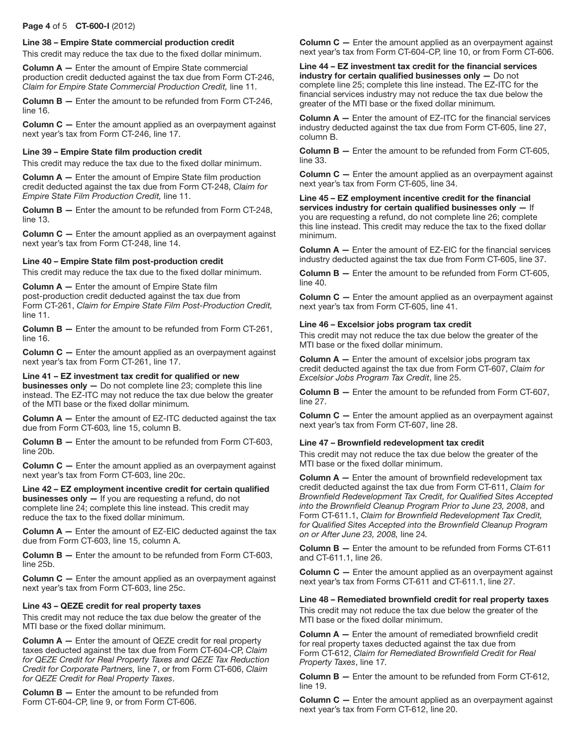#### Line 38 – Empire State commercial production credit

This credit may reduce the tax due to the fixed dollar minimum.

**Column A —** Enter the amount of Empire State commercial production credit deducted against the tax due from Form CT-246, *Claim for Empire State Commercial Production Credit,* line 11.

**Column B —** Enter the amount to be refunded from Form CT-246, line 16.

**Column C —** Enter the amount applied as an overpayment against next year's tax from Form CT-246, line 17.

#### Line 39 – Empire State film production credit

This credit may reduce the tax due to the fixed dollar minimum.

**Column A —** Enter the amount of Empire State film production credit deducted against the tax due from Form CT-248, *Claim for Empire State Film Production Credit,* line 11.

**Column B —** Enter the amount to be refunded from Form CT-248, line 13.

**Column C —** Enter the amount applied as an overpayment against next year's tax from Form CT-248, line 14.

#### Line 40 – Empire State film post-production credit

This credit may reduce the tax due to the fixed dollar minimum.

**Column A —** Enter the amount of Empire State film post-production credit deducted against the tax due from Form CT-261, *Claim for Empire State Film Post-Production Credit,* line 11.

**Column B —** Enter the amount to be refunded from Form CT-261, line 16.

**Column C —** Enter the amount applied as an overpayment against next year's tax from Form CT-261, line 17.

**Line 41 – EZ investment tax credit for qualified or new businesses only —** Do not complete line 23; complete this line instead. The EZ-ITC may not reduce the tax due below the greater of the MTI base or the fixed dollar minimum*.*

**Column A —** Enter the amount of EZ-ITC deducted against the tax due from Form CT-603*,* line 15, column B.

**Column B —** Enter the amount to be refunded from Form CT-603, line 20b.

**Column C —** Enter the amount applied as an overpayment against next year's tax from Form CT-603, line 20c.

**Line 42 – EZ employment incentive credit for certain qualified businesses only —** If you are requesting a refund, do not complete line 24; complete this line instead. This credit may reduce the tax to the fixed dollar minimum.

**Column A —** Enter the amount of EZ-EIC deducted against the tax due from Form CT-603, line 15, column A.

**Column B —** Enter the amount to be refunded from Form CT-603, line 25b.

**Column C —** Enter the amount applied as an overpayment against next year's tax from Form CT-603, line 25c.

#### Line 43 – QEZE credit for real property taxes

This credit may not reduce the tax due below the greater of the MTI base or the fixed dollar minimum.

**Column A —** Enter the amount of QEZE credit for real property taxes deducted against the tax due from Form CT-604-CP, *Claim for QEZE Credit for Real Property Taxes and QEZE Tax Reduction Credit for Corporate Partners,* line 7, or from Form CT-606, *Claim for QEZE Credit for Real Property Taxes*.

**Column B —** Enter the amount to be refunded from Form CT-604-CP, line 9, or from Form CT-606.

**Column C —** Enter the amount applied as an overpayment against next year's tax from Form CT-604-CP, line 10, or from Form CT-606.

**Line 44 – EZ investment tax credit for the financial services industry for certain qualified businesses only —** Do not complete line 25; complete this line instead. The EZ-ITC for the financial services industry may not reduce the tax due below the greater of the MTI base or the fixed dollar minimum*.*

**Column A —** Enter the amount of EZ-ITC for the financial services industry deducted against the tax due from Form CT-605, line 27, column B.

**Column B —** Enter the amount to be refunded from Form CT-605, line 33.

**Column C —** Enter the amount applied as an overpayment against next year's tax from Form CT-605, line 34.

**Line 45 – EZ employment incentive credit for the financial services industry for certain qualified businesses only —** If you are requesting a refund, do not complete line 26; complete this line instead. This credit may reduce the tax to the fixed dollar minimum.

**Column A —** Enter the amount of EZ-EIC for the financial services industry deducted against the tax due from Form CT-605, line 37.

**Column B —** Enter the amount to be refunded from Form CT-605, line 40.

**Column C —** Enter the amount applied as an overpayment against next year's tax from Form CT-605, line 41.

#### Line 46 – Excelsior jobs program tax credit

This credit may not reduce the tax due below the greater of the MTI base or the fixed dollar minimum.

**Column A —** Enter the amount of excelsior jobs program tax credit deducted against the tax due from Form CT-607, *Claim for Excelsior Jobs Program Tax Credit*, line 25.

**Column B —** Enter the amount to be refunded from Form CT-607, line 27.

**Column C —** Enter the amount applied as an overpayment against next year's tax from Form CT-607, line 28.

#### Line 47 – Brownfield redevelopment tax credit

This credit may not reduce the tax due below the greater of the MTI base or the fixed dollar minimum.

**Column A —** Enter the amount of brownfield redevelopment tax credit deducted against the tax due from Form CT-611, *Claim for Brownfield Redevelopment Tax Credit, for Qualified Sites Accepted into the Brownfield Cleanup Program Prior to June 23, 2008*, and Form CT-611.1, *Claim for Brownfield Redevelopment Tax Credit, for Qualified Sites Accepted into the Brownfield Cleanup Program on or After June 23, 2008,* line 24*.*

**Column B —** Enter the amount to be refunded from Forms CT-611 and CT-611.1, line 26.

**Column C —** Enter the amount applied as an overpayment against next year's tax from Forms CT-611 and CT-611.1, line 27.

#### Line 48 – Remediated brownfield credit for real property taxes

This credit may not reduce the tax due below the greater of the MTI base or the fixed dollar minimum.

**Column A —** Enter the amount of remediated brownfield credit for real property taxes deducted against the tax due from Form CT-612, *Claim for Remediated Brownfield Credit for Real Property Taxes*, line 17*.*

**Column B —** Enter the amount to be refunded from Form CT-612, line 19.

**Column C —** Enter the amount applied as an overpayment against next year's tax from Form CT-612, line 20.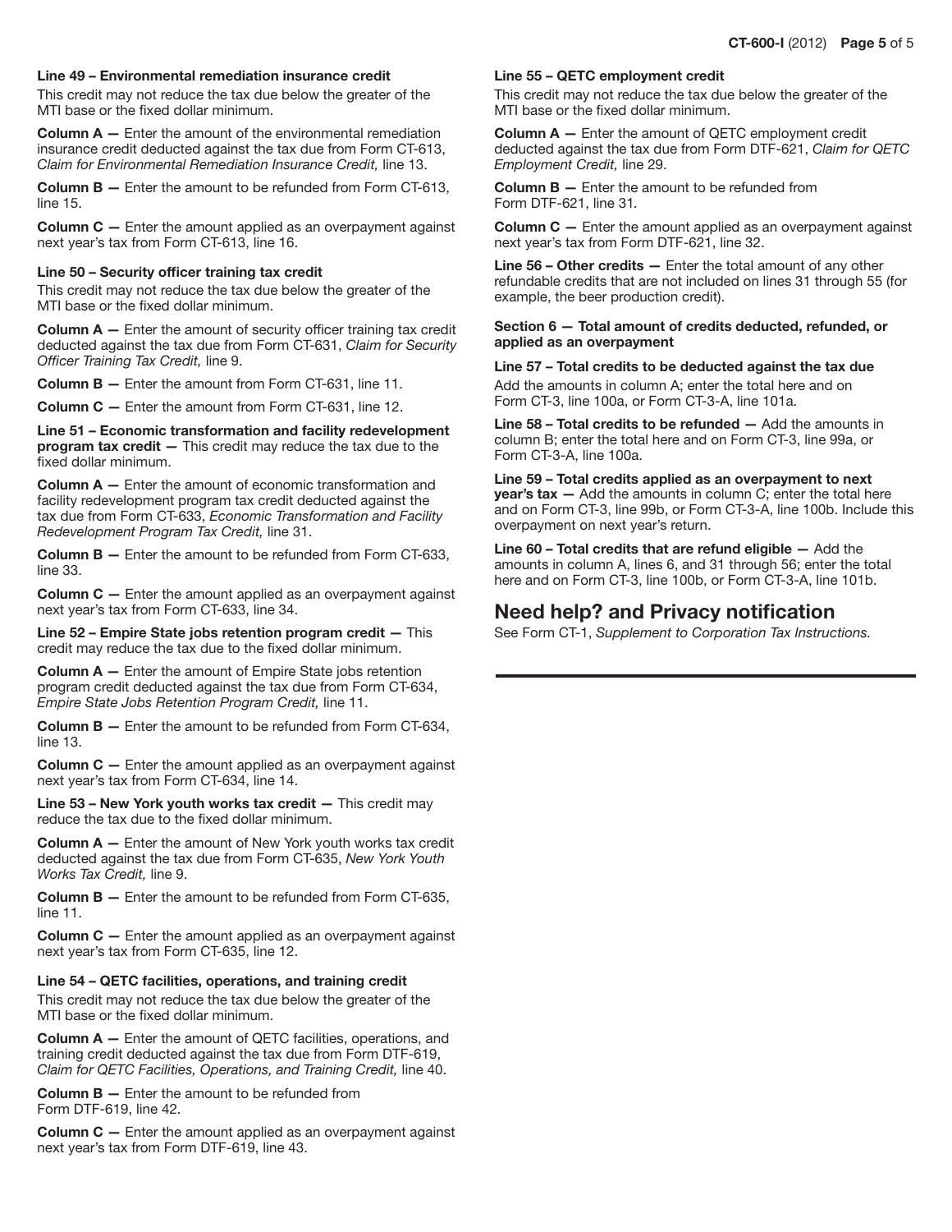**Line 49 – Environmental remediation insurance credit**

This credit may not reduce the tax due below the greater of the MTI base or the fixed dollar minimum.

**Column A —** Enter the amount of the environmental remediation insurance credit deducted against the tax due from Form CT-613, *Claim for Environmental Remediation Insurance Credit,* line 13.

**Column B —** Enter the amount to be refunded from Form CT-613, line 15.

**Column C —** Enter the amount applied as an overpayment against next year's tax from Form CT-613, line 16.

**Line 50 – Security officer training tax credit**

This credit may not reduce the tax due below the greater of the MTI base or the fixed dollar minimum.

**Column A —** Enter the amount of security officer training tax credit deducted against the tax due from Form CT-631, *Claim for Security Officer Training Tax Credit,* line 9.

**Column B —** Enter the amount from Form CT-631, line 11.

**Column C —** Enter the amount from Form CT-631, line 12.

**Line 51 – Economic transformation and facility redevelopment program tax credit —** This credit may reduce the tax due to the fixed dollar minimum.

**Column A —** Enter the amount of economic transformation and facility redevelopment program tax credit deducted against the tax due from Form CT-633, *Economic Transformation and Facility Redevelopment Program Tax Credit,* line 31.

**Column B —** Enter the amount to be refunded from Form CT-633, line 33.

**Column C —** Enter the amount applied as an overpayment against next year's tax from Form CT-633, line 34.

**Line 52 – Empire State jobs retention program credit —** This credit may reduce the tax due to the fixed dollar minimum.

**Column A —** Enter the amount of Empire State jobs retention program credit deducted against the tax due from Form CT-634, *Empire State Jobs Retention Program Credit,* line 11.

**Column B —** Enter the amount to be refunded from Form CT-634, line 13.

**Column C —** Enter the amount applied as an overpayment against next year's tax from Form CT-634, line 14.

**Line 53 – New York youth works tax credit —** This credit may reduce the tax due to the fixed dollar minimum.

**Column A —** Enter the amount of New York youth works tax credit deducted against the tax due from Form CT-635, *New York Youth Works Tax Credit,* line 9.

**Column B —** Enter the amount to be refunded from Form CT-635, line 11.

**Column C —** Enter the amount applied as an overpayment against next year's tax from Form CT-635, line 12.

**Line 54 – QETC facilities, operations, and training credit**

This credit may not reduce the tax due below the greater of the MTI base or the fixed dollar minimum.

**Column A —** Enter the amount of QETC facilities, operations, and training credit deducted against the tax due from Form DTF-619, *Claim for QETC Facilities, Operations, and Training Credit,* line 40.

**Column B —** Enter the amount to be refunded from Form DTF-619, line 42.

**Column C —** Enter the amount applied as an overpayment against next year's tax from Form DTF-619, line 43.

**Line 55 – QETC employment credit**

This credit may not reduce the tax due below the greater of the MTI base or the fixed dollar minimum.

**Column A —** Enter the amount of QETC employment credit deducted against the tax due from Form DTF-621, *Claim for QETC Employment Credit,* line 29.

**Column B —** Enter the amount to be refunded from Form DTF-621, line 31.

**Column C —** Enter the amount applied as an overpayment against next year's tax from Form DTF-621, line 32.

**Line 56 – Other credits —** Enter the total amount of any other refundable credits that are not included on lines 31 through 55 (for example, the beer production credit).

**Section 6 — Total amount of credits deducted, refunded, or applied as an overpayment**

**Line 57 – Total credits to be deducted against the tax due**

Add the amounts in column A; enter the total here and on Form CT-3, line 100a, or Form CT-3-A, line 101a.

**Line 58 – Total credits to be refunded —** Add the amounts in column B; enter the total here and on Form CT-3, line 99a, or Form CT-3-A, line 100a.

**Line 59 – Total credits applied as an overpayment to next year's tax —** Add the amounts in column C; enter the total here and on Form CT-3, line 99b, or Form CT-3-A, line 100b. Include this overpayment on next year's return.

**Line 60 – Total credits that are refund eligible —** Add the amounts in column A, lines 6, and 31 through 56; enter the total here and on Form CT-3, line 100b, or Form CT-3-A, line 101b.

## Need help? and Privacy notification

See Form CT-1, *Supplement to Corporation Tax Instructions.*